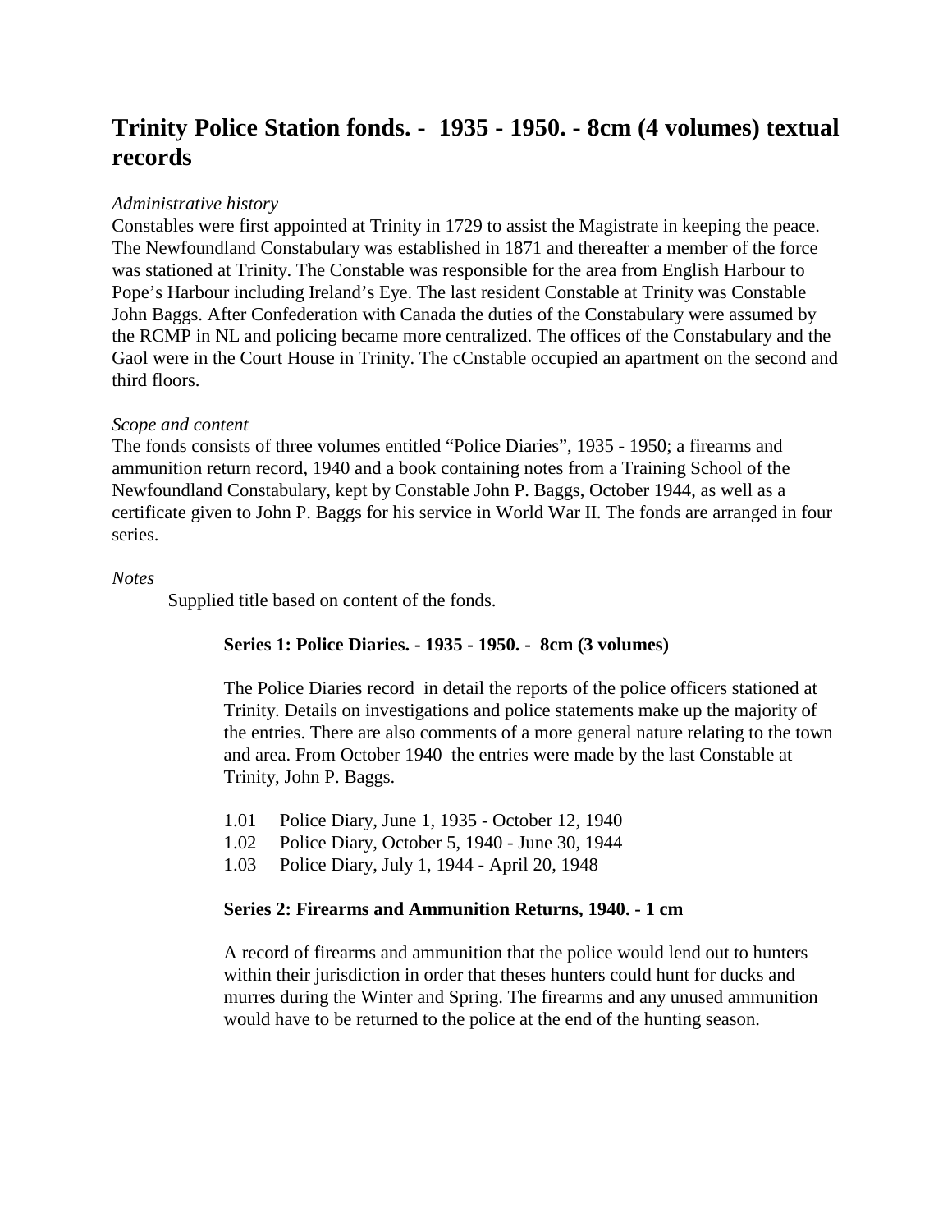# Trinity Police Station fonds. - 1935 - 1950. - 8cm (4 volumes) textual records

*Administrative history*

Constables were first appointed at Trinity in 1729 to assist the Magistrate in keeping the peace. The Newfoundland Constabulary was established in 1871 and thereafter a member of the force was stationed at Trinity. The Constable was responsible for the area from English Harbour to Pope's Harbour including Ireland's Eye. The last resident Constable at Trinity was Constable John Baggs. After Confederation with Canada the duties of the Constabulary were assumed by the RCMP in NL and policing became more centralized. The offices of the Constabulary and the Gaol were in the Court House in Trinity. The cCnstable occupied an apartment on the second and third floors.

*Scope and content*

The fonds consists of three volumes entitled "Police Diaries", 1935 - 1950; a firearms and ammunition return record, 1940 and a book containing notes from a Training School of the Newfoundland Constabulary, kept by Constable John P. Baggs, October 1944, as well as a certificate given to John P. Baggs for his service in World War II. The fonds are arranged in four series.

*Notes*

Supplied title based on content of the fonds.

**Series 1: Police Diaries. - 1935 - 1950. - 8cm (3 volumes)**

The Police Diaries record in detail the reports of the police officers stationed at Trinity. Details on investigations and police statements make up the majority of the entries. There are also comments of a more general nature relating to the town and area. From October 1940 the entries were made by the last Constable at Trinity, John P. Baggs.

1.01 Police Diary, June 1, 1935 - October 12, 1940
1.02 Police Diary, October 5, 1940 - June 30, 1944
1.03 Police Diary, July 1, 1944 - April 20, 1948

**Series 2: Firearms and Ammunition Returns, 1940. - 1 cm**

A record of firearms and ammunition that the police would lend out to hunters within their jurisdiction in order that theses hunters could hunt for ducks and murres during the Winter and Spring. The firearms and any unused ammunition would have to be returned to the police at the end of the hunting season.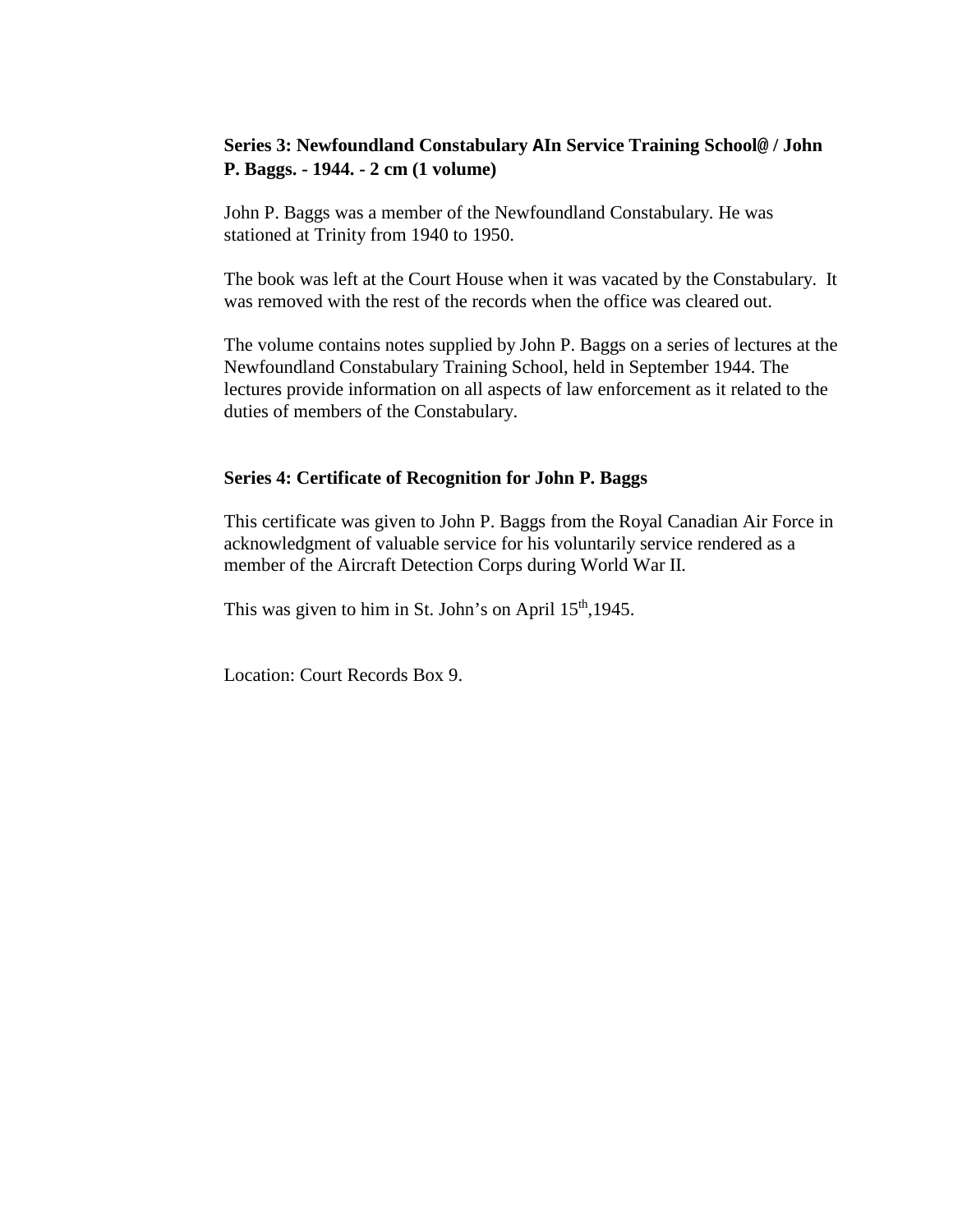**Series 3: Newfoundland Constabulary AIn Service Training School@ / John P. Baggs. - 1944. - 2 cm (1 volume)**

John P. Baggs was a member of the Newfoundland Constabulary. He was stationed at Trinity from 1940 to 1950.

The book was left at the Court House when it was vacated by the Constabulary. It was removed with the rest of the records when the office was cleared out.

The volume contains notes supplied by John P. Baggs on a series of lectures at the Newfoundland Constabulary Training School, held in September 1944. The lectures provide information on all aspects of law enforcement as it related to the duties of members of the Constabulary.

**Series 4: Certificate of Recognition for John P. Baggs**

This certificate was given to John P. Baggs from the Royal Canadian Air Force in acknowledgment of valuable service for his voluntarily service rendered as a member of the Aircraft Detection Corps during World War II.

This was given to him in St. John's on April 15th,1945.

Location: Court Records Box 9.